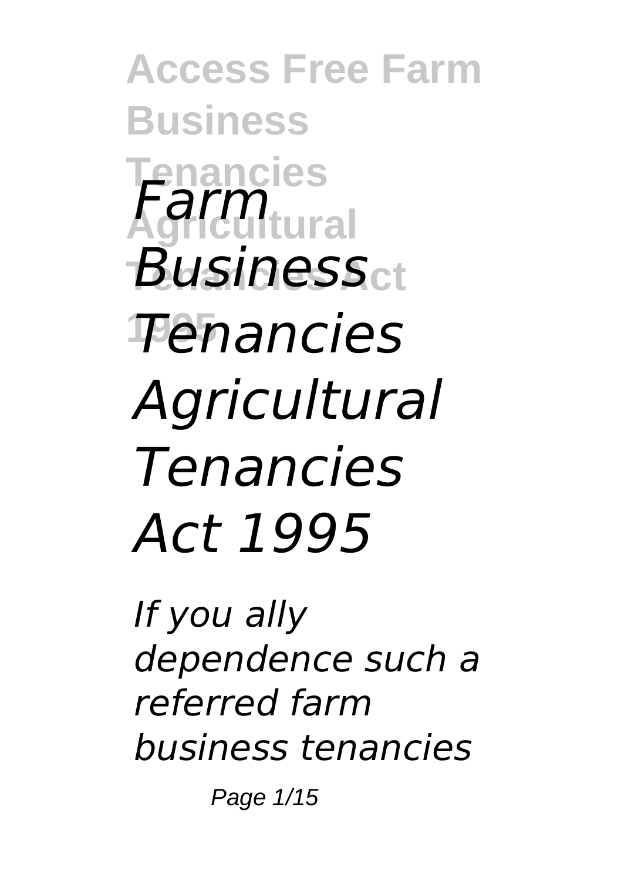# *Farm Business Tenancies Agricultural Tenancies Act 1995*

*If you ally dependence such a referred farm business tenancies*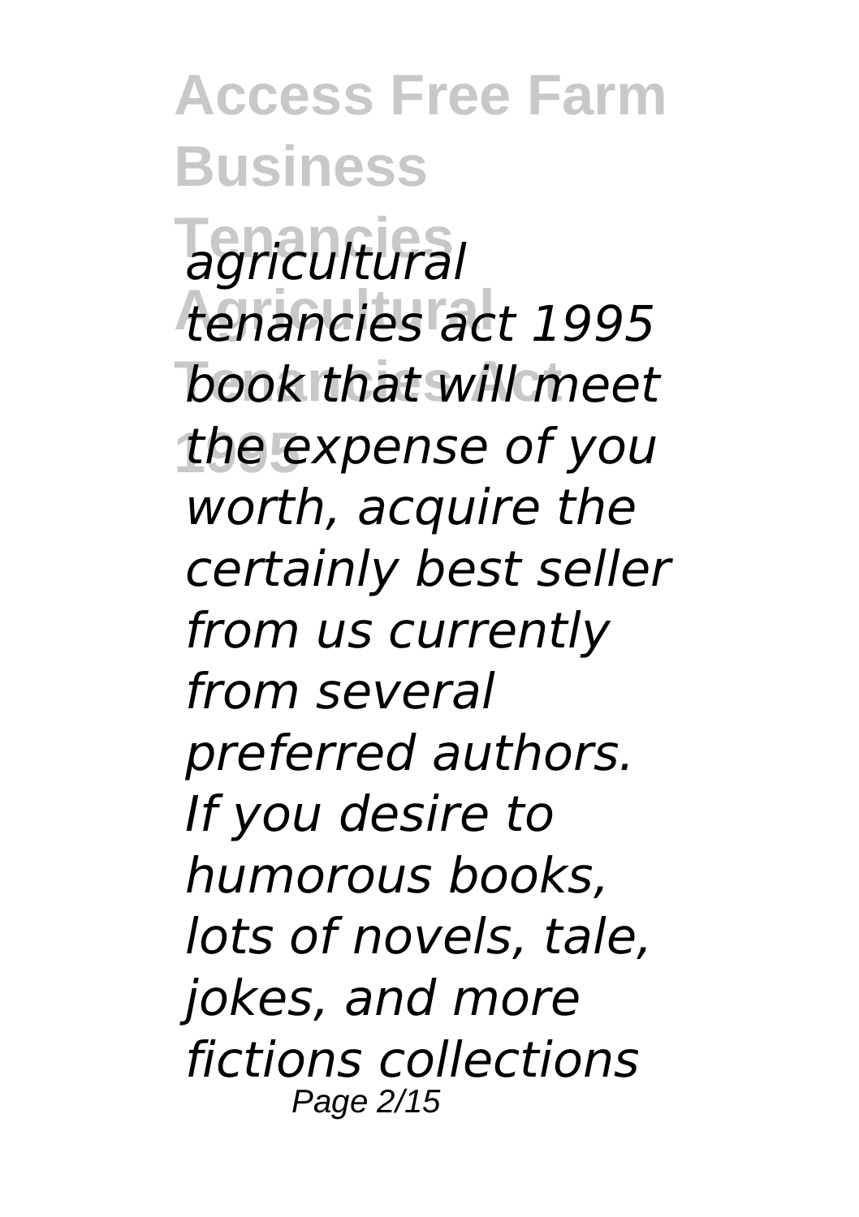*agricultural tenancies act 1995 book that will meet the expense of you worth, acquire the certainly best seller from us currently from several preferred authors. If you desire to humorous books, lots of novels, tale, jokes, and more fictions collections*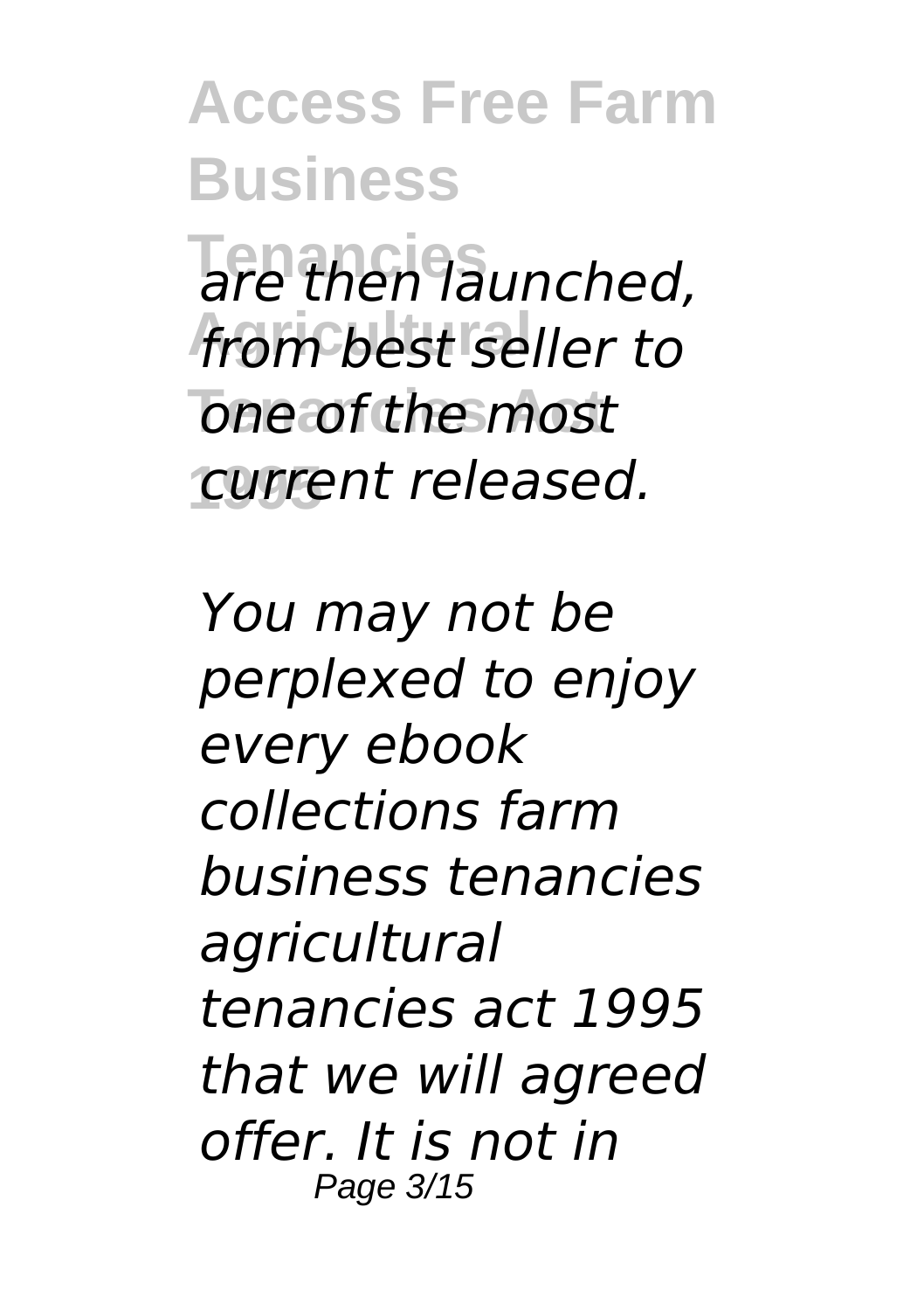*are then launched, from best seller to one of the most current released.*

*You may not be perplexed to enjoy every ebook collections farm business tenancies agricultural tenancies act 1995 that we will agreed offer. It is not in*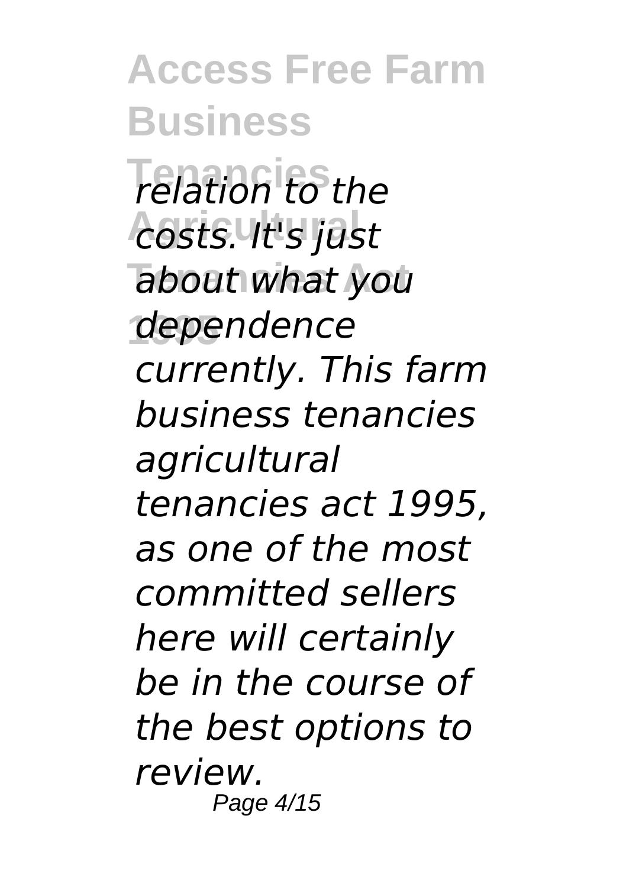*relation to the costs. It's just about what you dependence currently. This farm business tenancies agricultural tenancies act 1995, as one of the most committed sellers here will certainly be in the course of the best options to review.*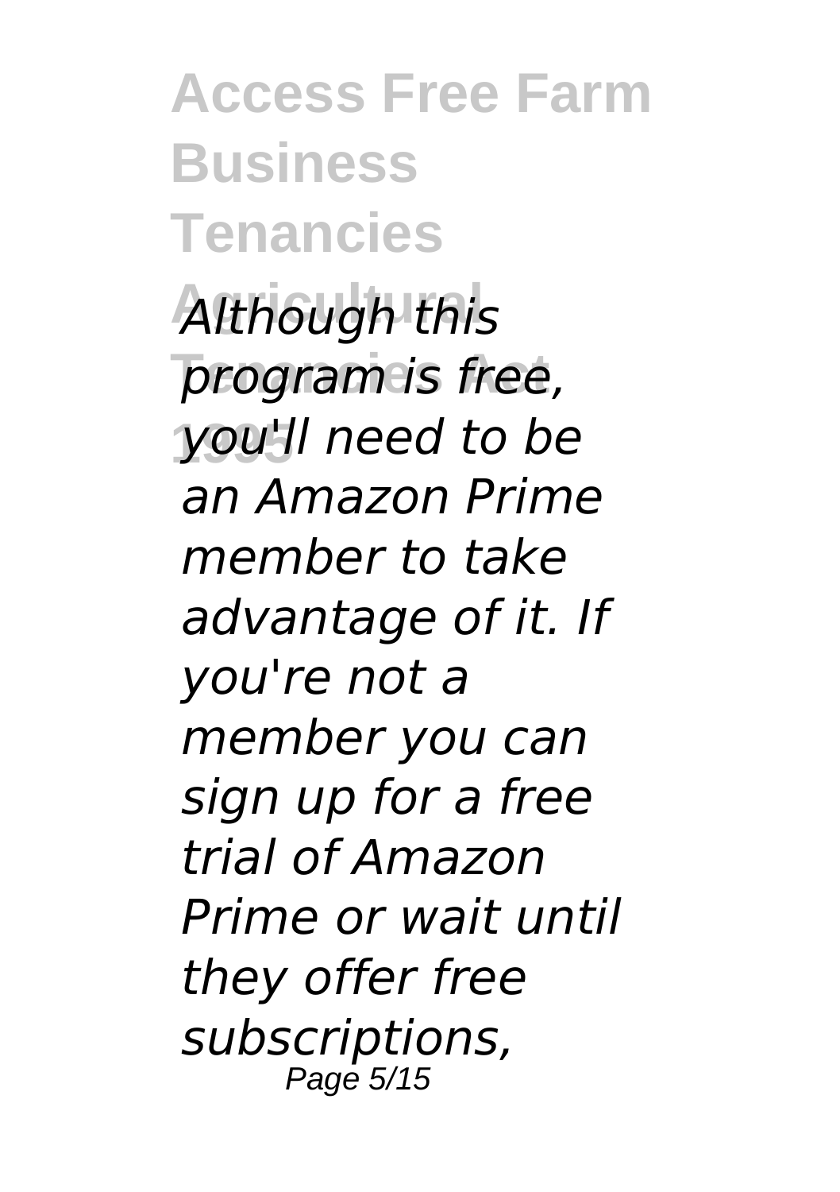*Although this program is free, you'll need to be an Amazon Prime member to take advantage of it. If you're not a member you can sign up for a free trial of Amazon Prime or wait until they offer free subscriptions,*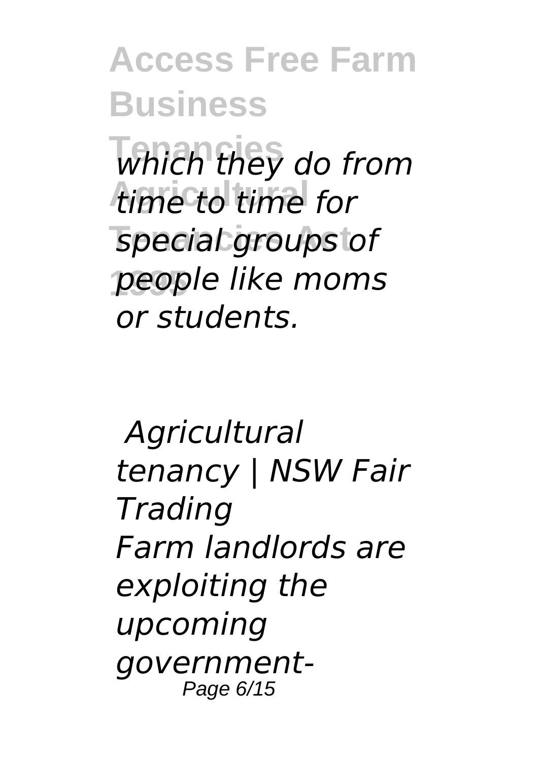*which they do from time to time for special groups of people like moms or students.*

*Agricultural tenancy | NSW Fair Trading*

*Farm landlords are exploiting the upcoming government-*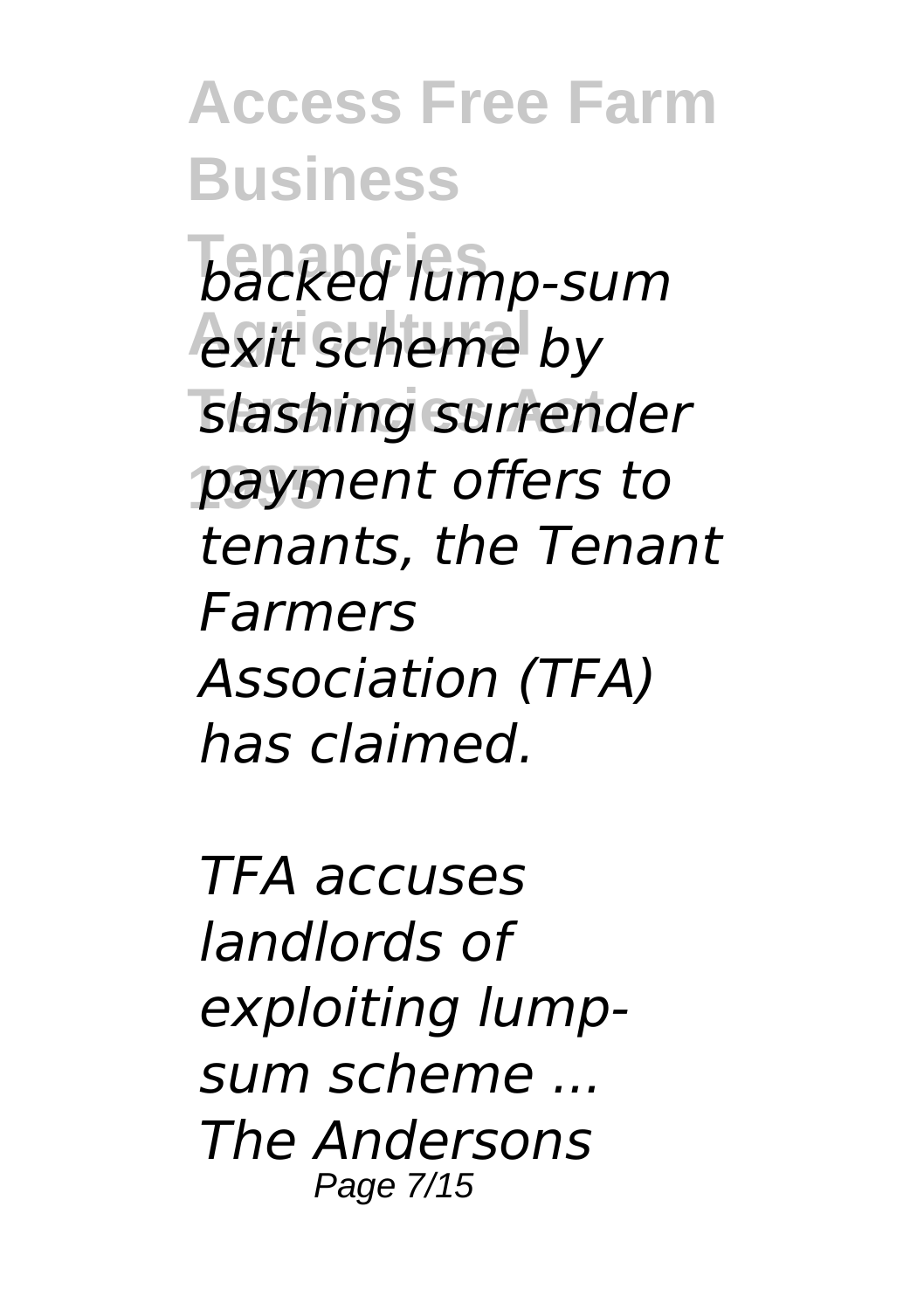*backed lump-sum exit scheme by slashing surrender payment offers to tenants, the Tenant Farmers Association (TFA) has claimed.*

*TFA accuses landlords of exploiting lump-sum scheme ...*
*The Andersons*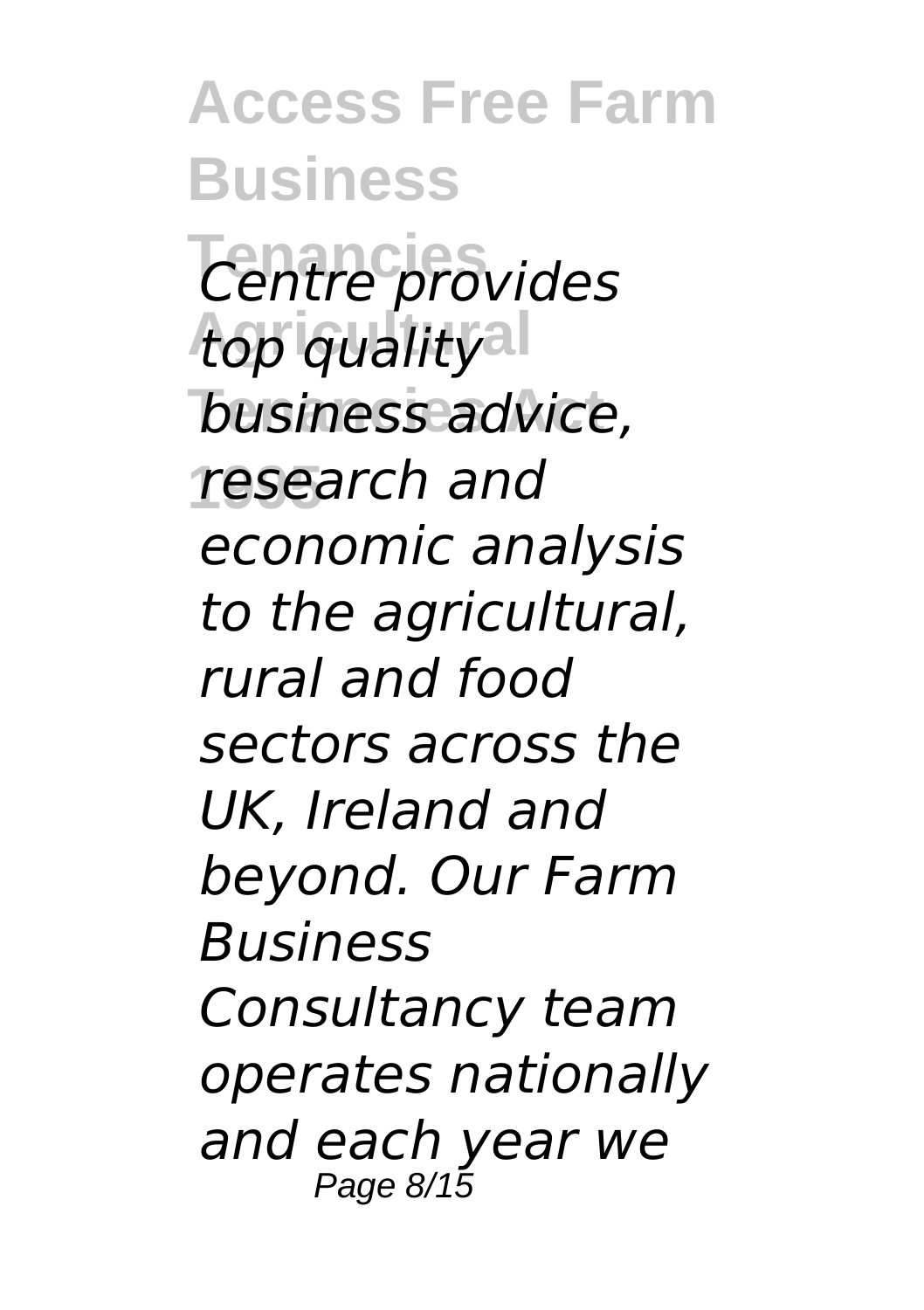*Centre provides top quality business advice, research and economic analysis to the agricultural, rural and food sectors across the UK, Ireland and beyond. Our Farm Business Consultancy team operates nationally and each year we*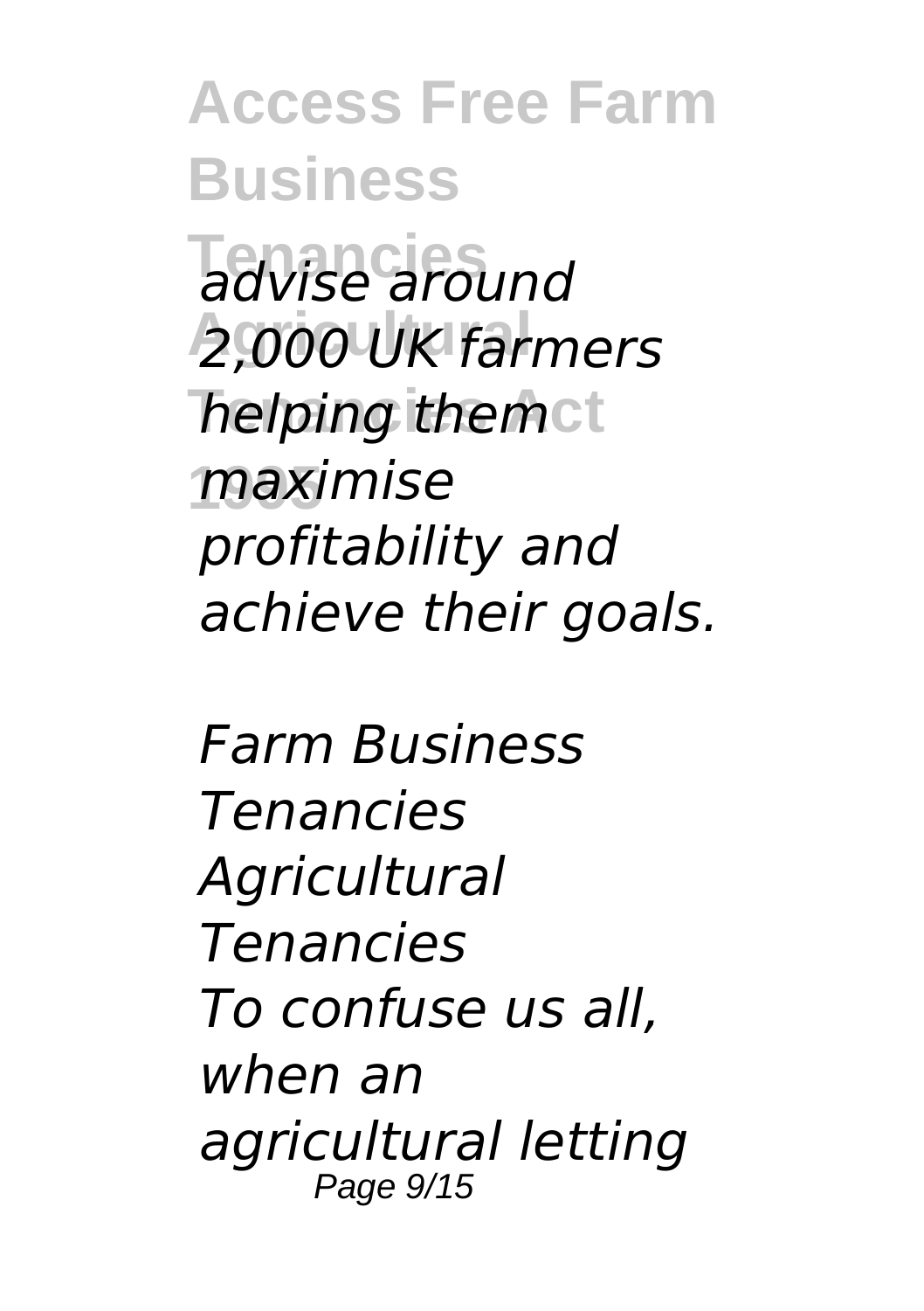*advise around 2,000 UK farmers helping them maximise profitability and achieve their goals.*

*Farm Business Tenancies Agricultural Tenancies*

*To confuse us all, when an agricultural letting*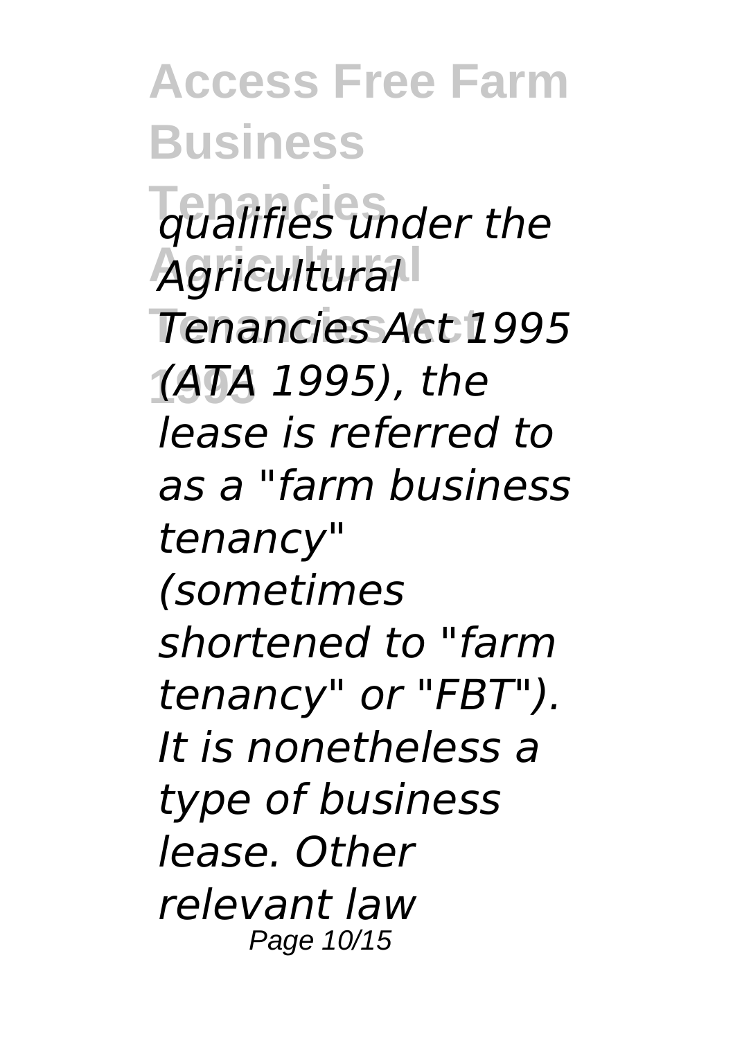*qualifies under the Agricultural Tenancies Act 1995 (ATA 1995), the lease is referred to as a "farm business tenancy" (sometimes shortened to "farm tenancy" or "FBT"). It is nonetheless a type of business lease. Other relevant law*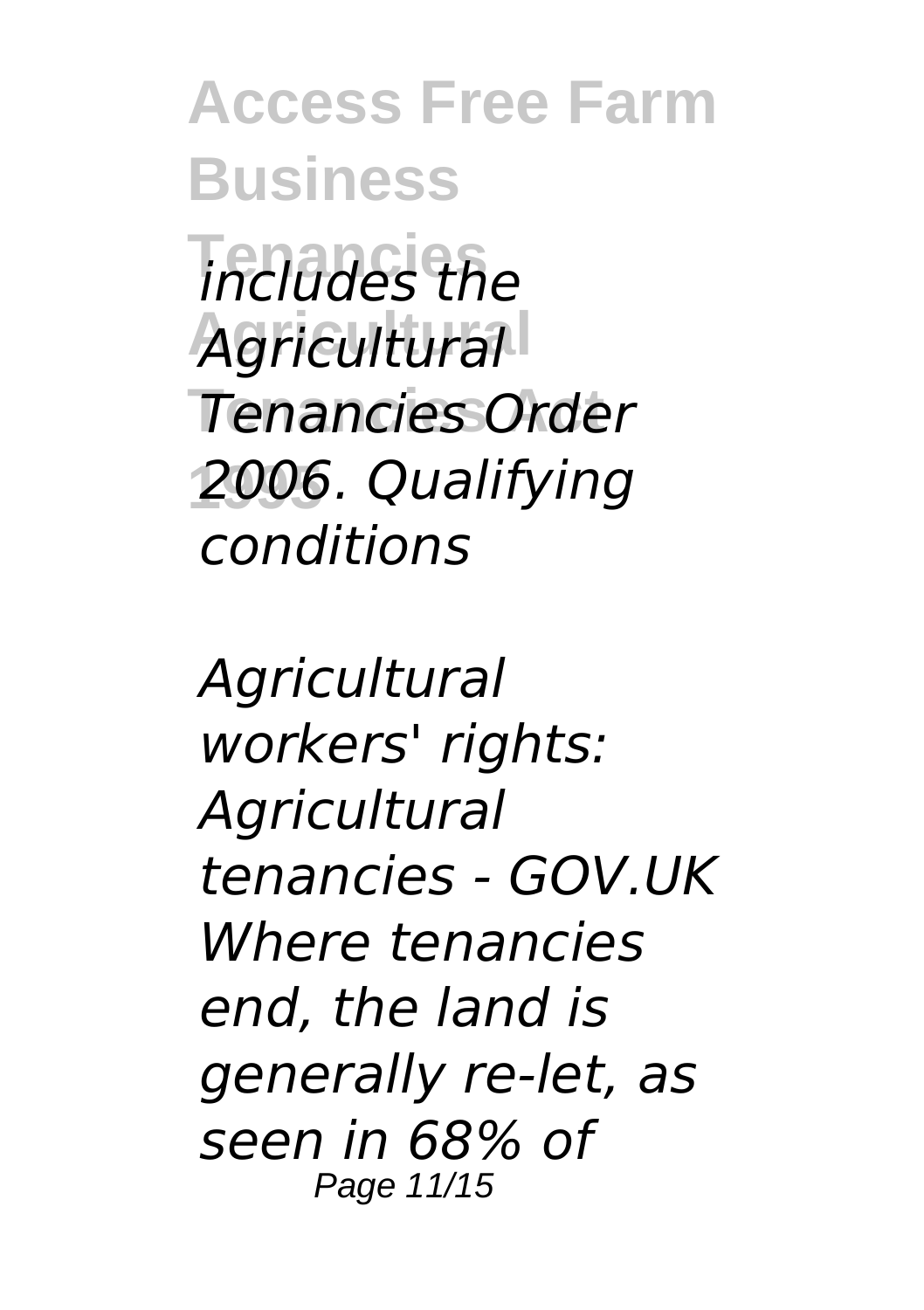*includes the Agricultural Tenancies Order 2006. Qualifying conditions*

*Agricultural workers' rights: Agricultural tenancies - GOV.UK Where tenancies end, the land is generally re-let, as seen in 68% of*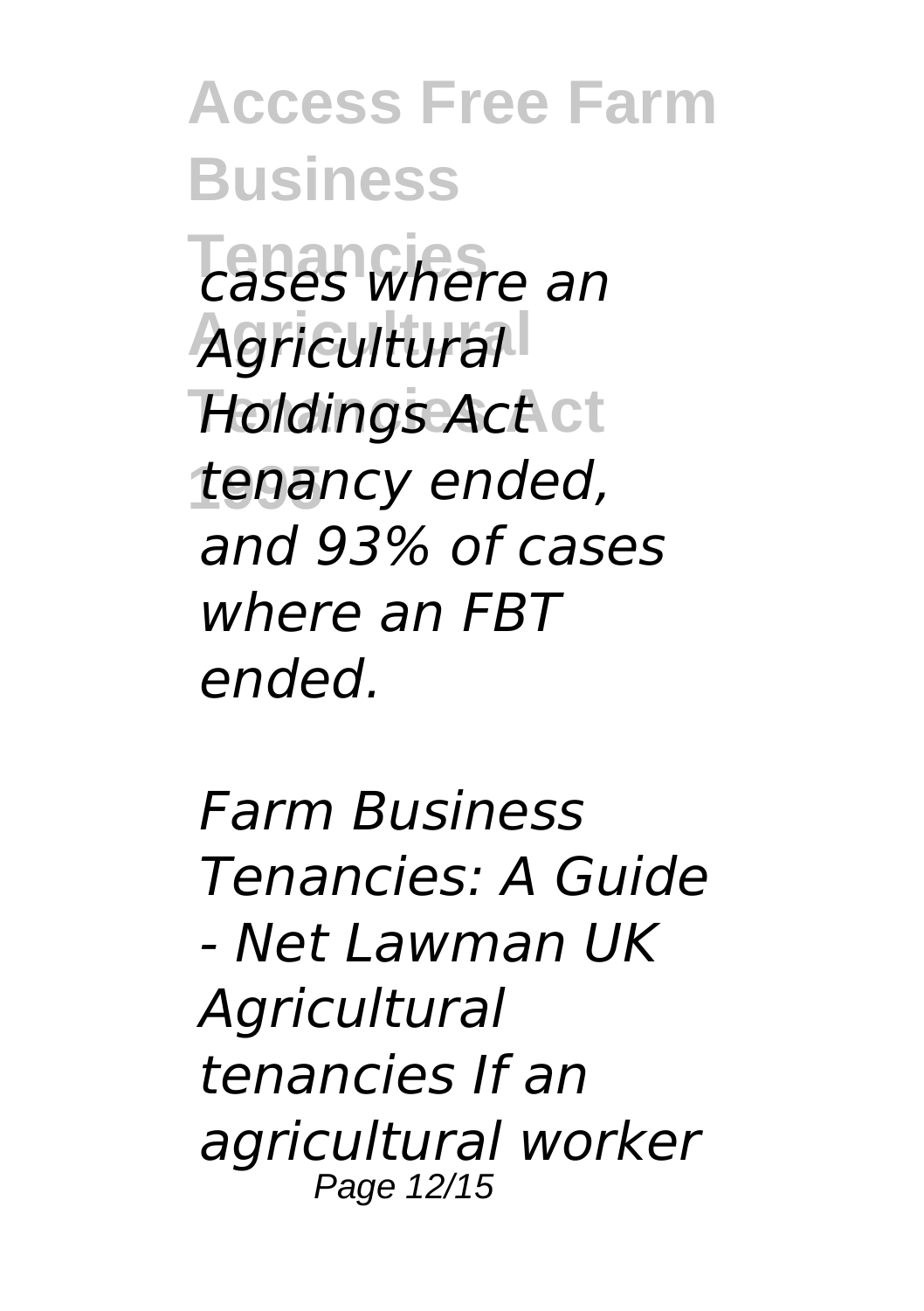*cases where an Agricultural Holdings Act tenancy ended, and 93% of cases where an FBT ended.*

*Farm Business Tenancies: A Guide - Net Lawman UK Agricultural tenancies If an agricultural worker*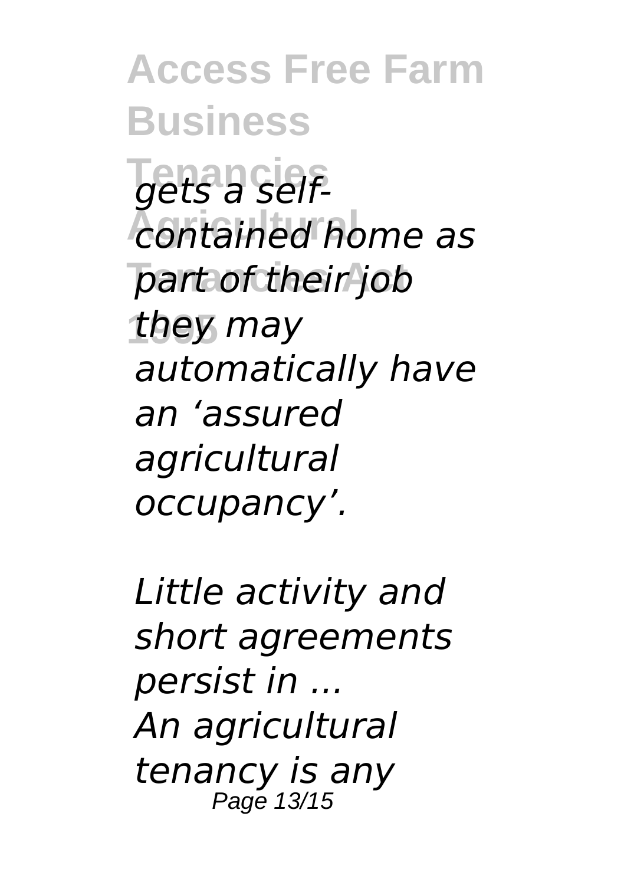*gets a self-contained home as part of their job they may automatically have an 'assured agricultural occupancy'.*

*Little activity and short agreements persist in ...*

*An agricultural tenancy is any*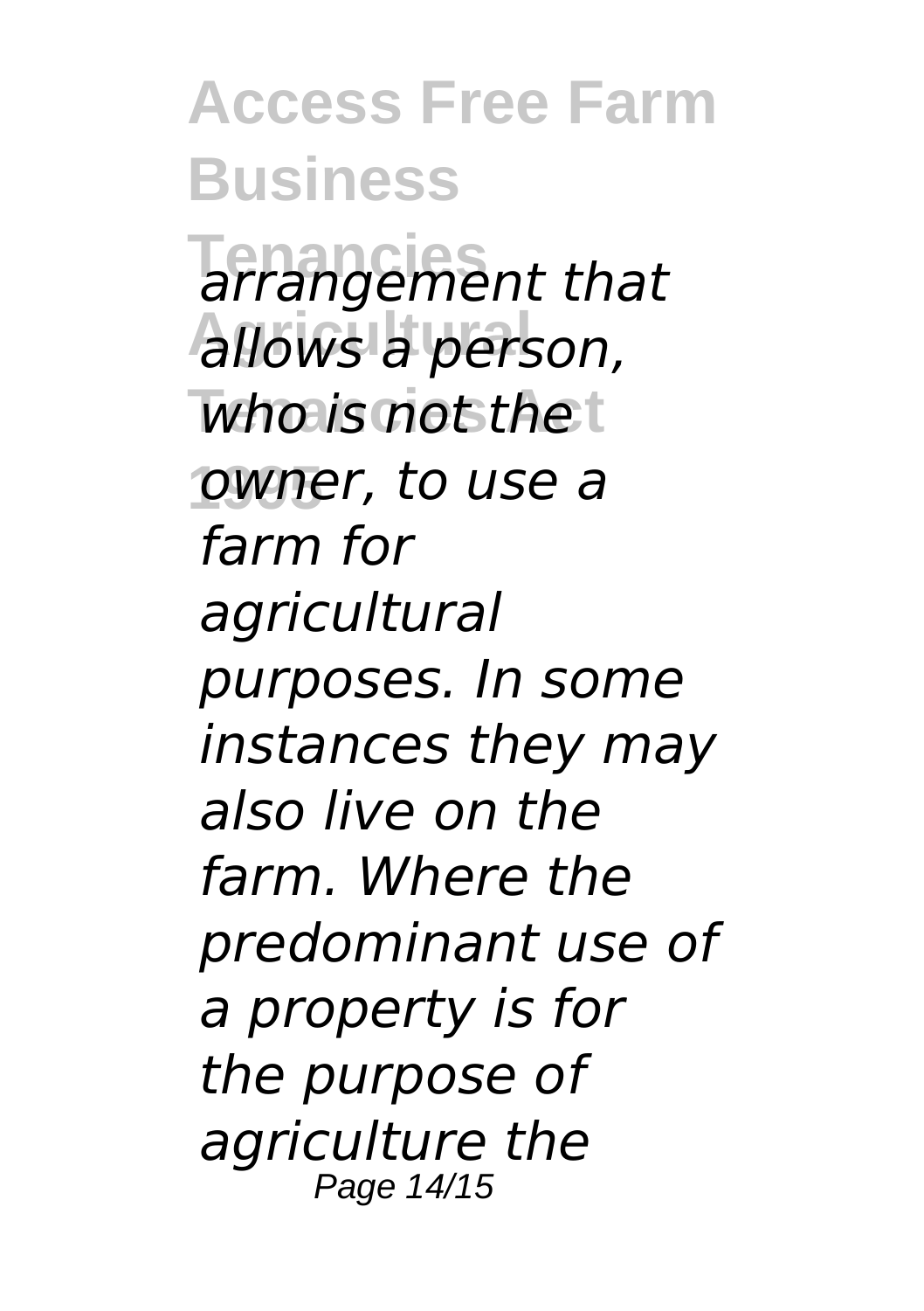*arrangement that allows a person, who is not the owner, to use a farm for agricultural purposes. In some instances they may also live on the farm. Where the predominant use of a property is for the purpose of agriculture the*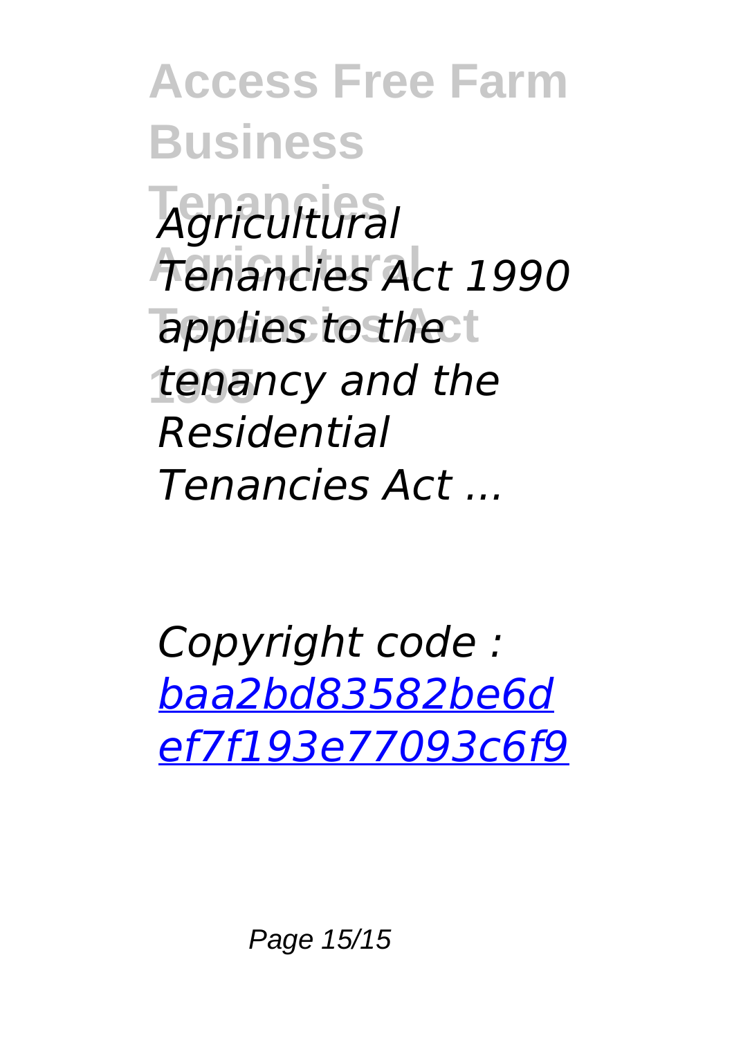*Agricultural Tenancies Act 1990 applies to the tenancy and the Residential Tenancies Act ...*

*Copyright code : [baa2bd83582be6def7f193e77093c6f9](baa2bd83582be6def7f193e77093c6f9)*